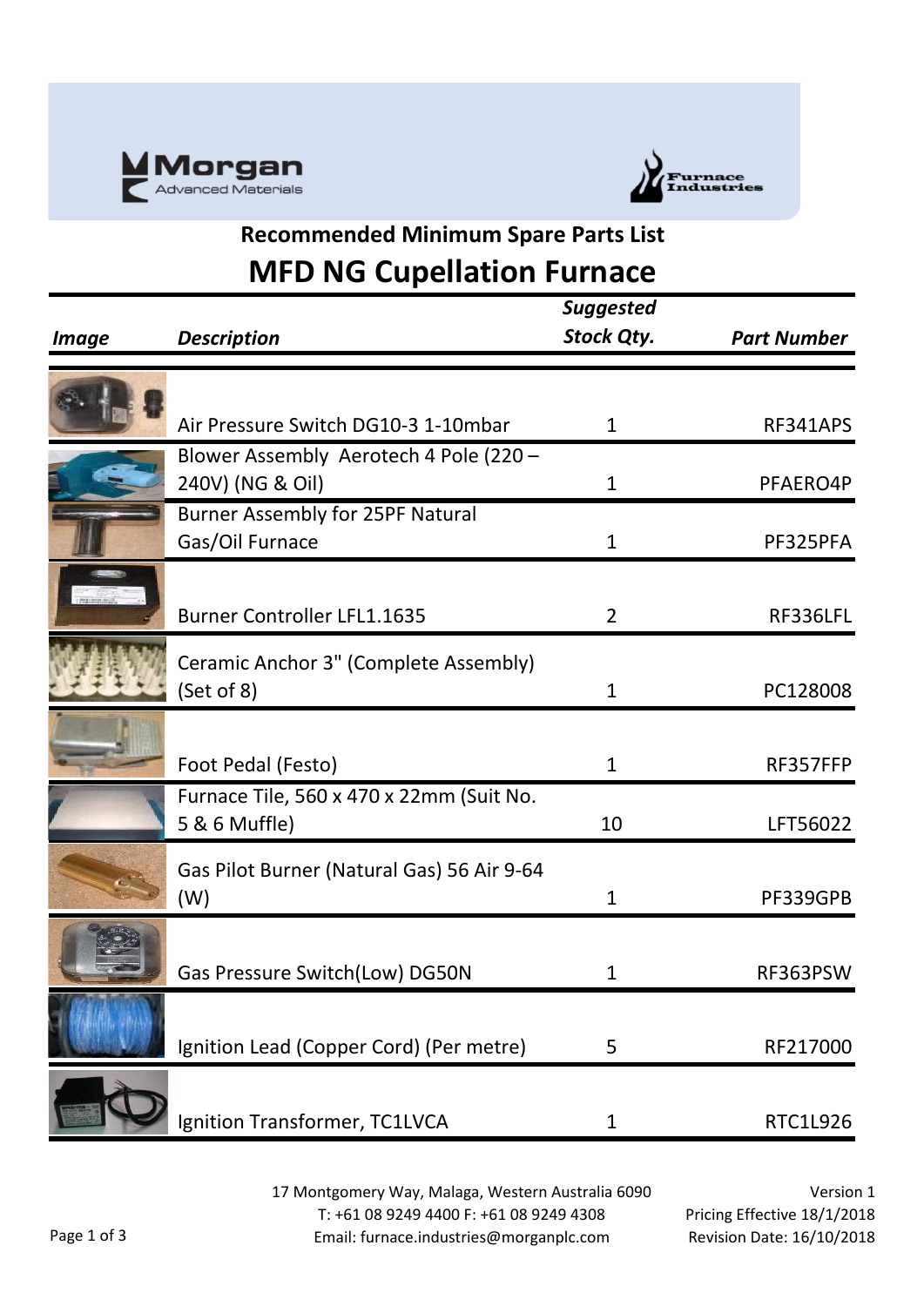# Recommended Minimum Spare Parts List

## MFD NG Cupellation Furnace

| Image | Description | Suggested Stock Qty. | Part Number |
|---|---|---|---|
| | Air Pressure Switch DG10-3 1-10mbar | 1 | RF341APS |
| | Blower Assembly Aerotech 4 Pole (220 – 240V) (NG & Oil) | 1 | PFAERO4P |
| | Burner Assembly for 25PF Natural Gas/Oil Furnace | 1 | PF325PFA |
| | Burner Controller LFL1.1635 | 2 | RF336LFL |
| | Ceramic Anchor 3" (Complete Assembly) (Set of 8) | 1 | PC128008 |
| | Foot Pedal (Festo) | 1 | RF357FFP |
| | Furnace Tile, 560 x 470 x 22mm (Suit No. 5 & 6 Muffle) | 10 | LFT56022 |
| | Gas Pilot Burner (Natural Gas) 56 Air 9-64 (W) | 1 | PF339GPB |
| | Gas Pressure Switch(Low) DG50N | 1 | RF363PSW |
| | Ignition Lead (Copper Cord) (Per metre) | 5 | RF217000 |
| | Ignition Transformer, TC1LVCA | 1 | RTC1L926 |

17 Montgomery Way, Malaga, Western Australia 6090
T: +61 08 9249 4400 F: +61 08 9249 4308
Email: furnace.industries@morganplc.com

Version 1
Pricing Effective 18/1/2018
Revision Date: 16/10/2018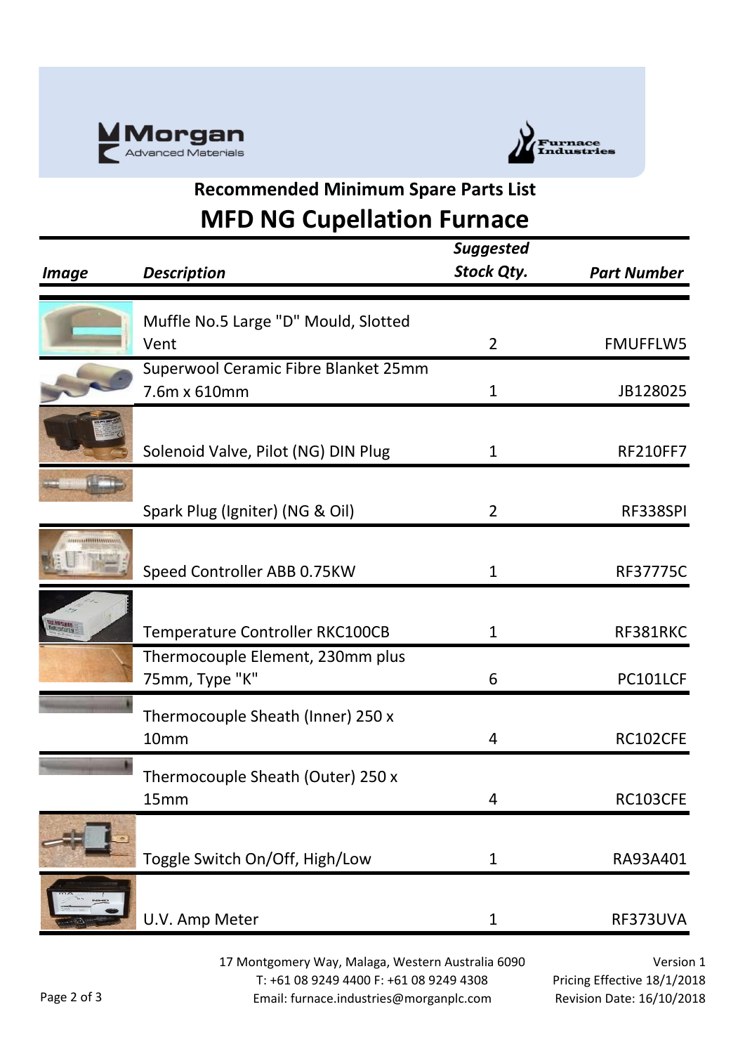Morgan Advanced Materials

Furnace Industries

## Recommended Minimum Spare Parts List

# MFD NG Cupellation Furnace

| *Image* | *Description* | *Suggested Stock Qty.* | *Part Number* |
|---|---|---|---|
| | Muffle No.5 Large "D" Mould, Slotted Vent | 2 | FMUFFLW5 |
| | Superwool Ceramic Fibre Blanket 25mm 7.6m x 610mm | 1 | JB128025 |
| | Solenoid Valve, Pilot (NG) DIN Plug | 1 | RF210FF7 |
| | Spark Plug (Igniter) (NG & Oil) | 2 | RF338SPI |
| | Speed Controller ABB 0.75KW | 1 | RF37775C |
| | Temperature Controller RKC100CB | 1 | RF381RKC |
| | Thermocouple Element, 230mm plus 75mm, Type "K" | 6 | PC101LCF |
| | Thermocouple Sheath (Inner) 250 x 10mm | 4 | RC102CFE |
| | Thermocouple Sheath (Outer) 250 x 15mm | 4 | RC103CFE |
| | Toggle Switch On/Off, High/Low | 1 | RA93A401 |
| | U.V. Amp Meter | 1 | RF373UVA |

17 Montgomery Way, Malaga, Western Australia 6090
T: +61 08 9249 4400 F: +61 08 9249 4308
Email: furnace.industries@morganplc.com

Version 1
Pricing Effective 18/1/2018
Revision Date: 16/10/2018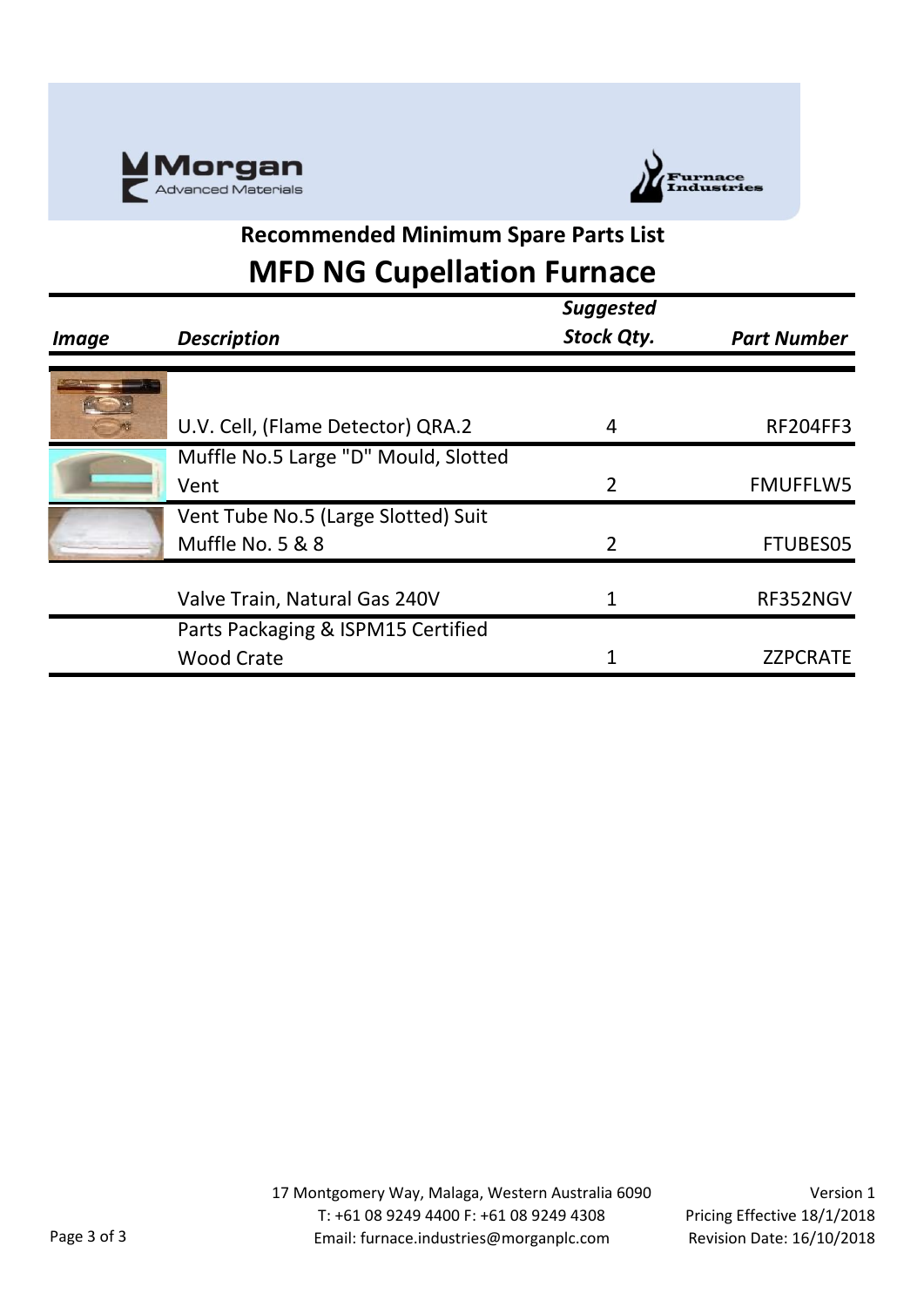Morgan Advanced Materials

Furnace Industries

## Recommended Minimum Spare Parts List

# MFD NG Cupellation Furnace

| *Image* | *Description* | *Suggested Stock Qty.* | *Part Number* |
|---|---|---|---|
| | U.V. Cell, (Flame Detector) QRA.2 | 4 | RF204FF3 |
| | Muffle No.5 Large "D" Mould, Slotted Vent | 2 | FMUFFLW5 |
| | Vent Tube No.5 (Large Slotted) Suit Muffle No. 5 & 8 | 2 | FTUBES05 |
| | Valve Train, Natural Gas 240V | 1 | RF352NGV |
| | Parts Packaging & ISPM15 Certified Wood Crate | 1 | ZZPCRATE |

17 Montgomery Way, Malaga, Western Australia 6090
T: +61 08 9249 4400 F: +61 08 9249 4308
Email: furnace.industries@morganplc.com

Version 1
Pricing Effective 18/1/2018
Revision Date: 16/10/2018